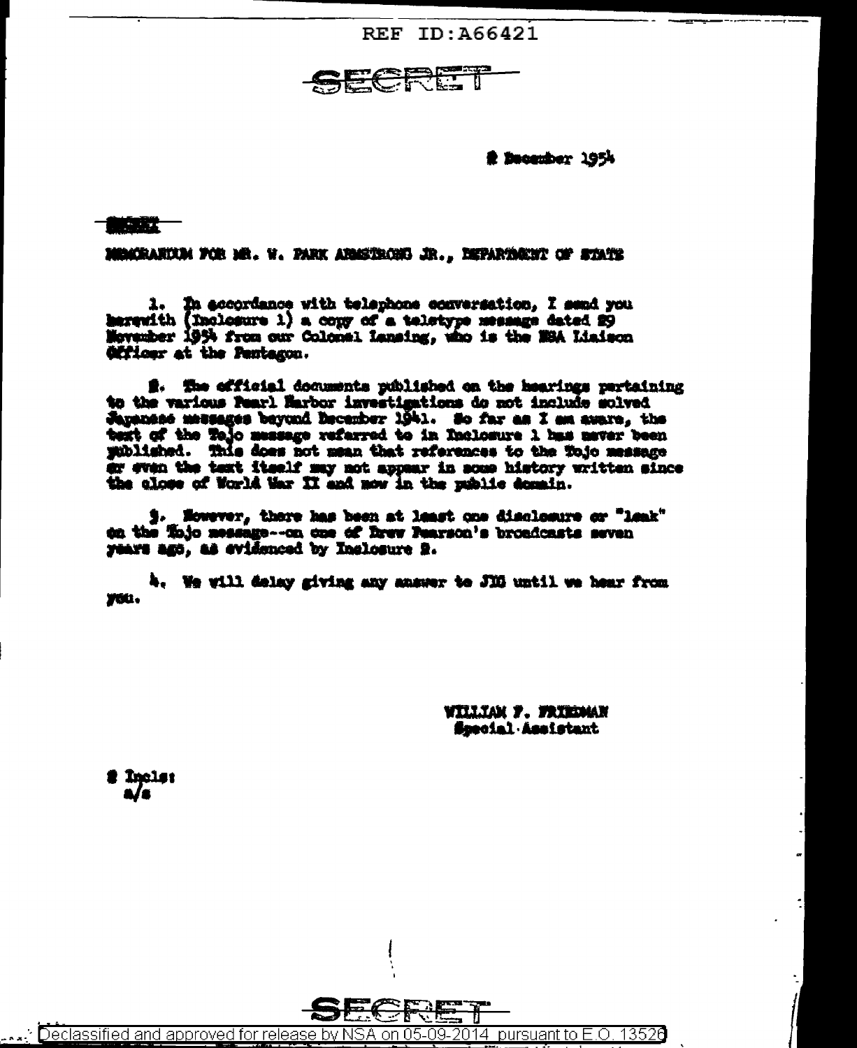REF ID:A66421

SECRET

2 December 1954

SECRET

MEMORANDUM FOR MR. W. PARK ARMSTRONG JR., DEPARTMENT OF STATE

1. In accordance with telephone conversation, I send you herewith (Inclosure 1) a copy of a teletype message dated 29 November 1954 from our Colonel Lansing, who is the NSA Liaison Officer at the Pentagon.

2. The official documents published on the hearings pertaining to the various Pearl Harbor investigations do not include solved Japanese messages beyond December 1941. So far as I am aware, the text of the Tojo message referred to in Inclosure 1 has never been published. This does not mean that references to the Tojo message or even the text itself may not appear in some history written since the close of World War II and now in the public domain.

3. However, there has been at least one disclosure or "leak" on the Tojo message--on one of Drew Pearson's broadcasts seven years ago, as evidenced by Inclosure 2.

4. We will delay giving any answer to JIG until we hear from you.

WILLIAM F. FRIEDMAN
Special Assistant

2 Incls:
a/s

SECRET

Declassified and approved for release by NSA on 05-09-2014 pursuant to E.O. 13526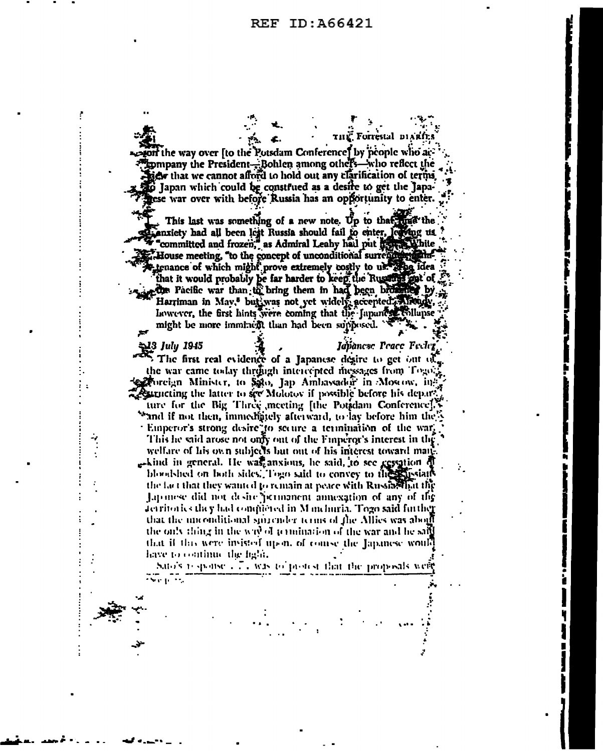sion the way over [to the Potsdam Conference] by people who accompany the President—Bohlen among others—who reflect the view that we cannot afford to hold out any clarification of terms to Japan which could be construed as a desire to get the Japanese war over with before Russia has an opportunity to enter.

This last was something of a new note. Up to that time the anxiety had all been lest Russia should fail to enter, leaving us "committed and frozen," as Admiral Leahy had put it at the White House meeting, "to the concept of unconditional surrender, maintenance of which might prove extremely costly to us." The idea that it would probably be far harder to keep the Russians out of the Pacific war than to bring them in had been broached by Harriman in May,[5] but was not yet widely accepted. Already, however, the first hints were coming that the Japanese collapse might be more imminent than had been supposed.

*13 July 1945* — *Japanese Peace Feeler*

The first real evidence of a Japanese desire to get out of the war came today through intercepted messages from Togo, Foreign Minister, to Sato, Jap Ambassador in Moscow, instructing the latter to see Molotov if possible before his departure for the Big Three meeting [the Potsdam Conference], and if not then, immediately afterward, to lay before him the Emperor's strong desire to secure a termination of the war. This he said arose not only out of the Emperor's interest in the welfare of his own subjects but out of his interest toward mankind in general. He was anxious, he said, to see cessation of bloodshed on both sides. Togo said to convey to the Russians the fact that they wanted to remain at peace with Russia, that the Japanese did not desire permanent annexation of any of the territories they had conquered in Manchuria. Togo said further that the unconditional surrender terms of the Allies was about the only thing in the way of termination of the war and he said that if this were insisted upon, of course the Japanese would have to continue the fight.

Sato's response . . . was to protest that the proposals were

[5] See p. . .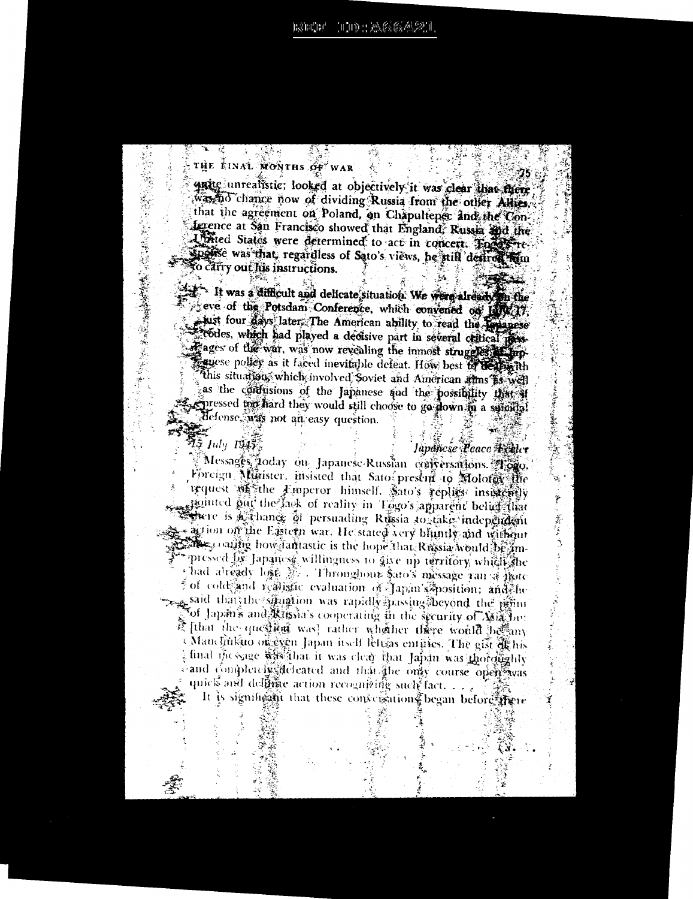quite unrealistic; looked at objectively it was clear that there was no chance now of dividing Russia from the other Allies, that the agreement on Poland, on Chapultepec and the Conference at San Francisco showed that England, Russia and the United States were determined to act in concert. Togo's response was that, regardless of Sato's views, he still desired him to carry out his instructions.

It was a difficult and delicate situation. We were already on the eve of the Potsdam Conference, which convened on July 17, just four days later. The American ability to read the Japanese codes, which had played a decisive part in several critical passages of the war, was now revealing the inmost struggles of Japanese policy as it faced inevitable defeat. How best to deal with this situation, which involved Soviet and American aims as well as the confusions of the Japanese and the possibility that if pressed too hard they would still choose to go down in a suicidal defense, was not an easy question.

*13 July 1945* *Japanese Peace Feeler*

Messages today on Japanese-Russian conversations. Togo, Foreign Minister, insisted that Sato present to Molotov the request of the Emperor himself. Sato's replies insistently pointed out the lack of reality in Togo's apparent belief that there is a chance of persuading Russia to take independent action on the Eastern war. He stated very bluntly and without sugar coating how fantastic is the hope that Russia would be impressed by Japanese willingness to give up territory which she had already lost. . . . Throughout Sato's message ran a note of cold and realistic evaluation of Japan's position; and he said that the situation was rapidly passing beyond the point of Japan's and Russia's cooperating in the security of Asia but [that the question was] rather whether there would be any Manchukuo or even Japan itself left as entities. The gist of his final message was that it was clear that Japan was thoroughly and completely defeated and that the only course open was quick and definite action recognizing such fact. . . .

It is significant that these conversations began before there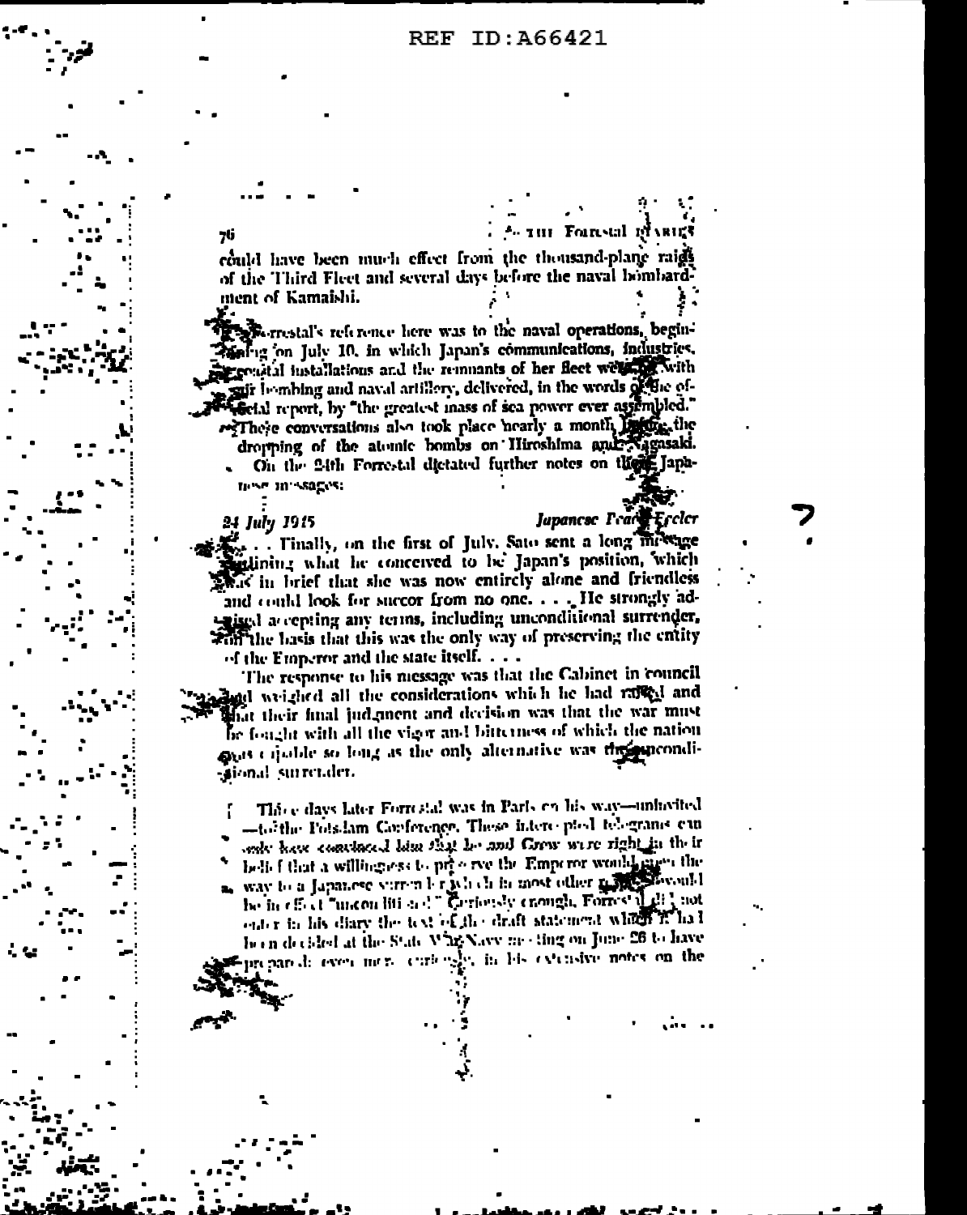could have been much effect from the thousand-plane raids of the Third Fleet and several days before the naval bombardment of Kamaishi.

Forrestal's reference here was to the naval operations, beginning on July 10, in which Japan's communications, industries, coastal installations and the remnants of her fleet were hit with air bombing and naval artillery, delivered, in the words of the official report, by "the greatest mass of sea power ever assembled." These conversations also took place nearly a month before the dropping of the atomic bombs on Hiroshima and Nagasaki.

On the 24th Forrestal dictated further notes on the Japanese messages:

*24 July 1945* — *Japanese Peace Feeler*

. . . Finally, on the first of July, Sato sent a long message outlining what he conceived to be Japan's position, which was in brief that she was now entirely alone and friendless and could look for succor from no one. . . . He strongly advised accepting any terms, including unconditional surrender, on the basis that this was the only way of preserving the entity of the Emperor and the state itself. . . .

The response to his message was that the Cabinet in council had weighed all the considerations which he had raised and that their final judgment and decision was that the war must be fought with all the vigor and bitterness of which the nation was capable so long as the only alternative was the unconditional surrender.

Three days later Forrestal was in Paris on his way—uninvited—to the Potsdam Conference. These intercepted telegrams can only have convinced him that he and Grew were right in their belief that a willingness to preserve the Emperor would open the way to a Japanese surrender which in most other respects would be in effect "unconditional." Curiously enough, Forrestal did not enter in his diary the text of the draft statement which it had been decided at the State-War-Navy meeting on June 26 to have prepared; even more curiously, in his extensive notes on the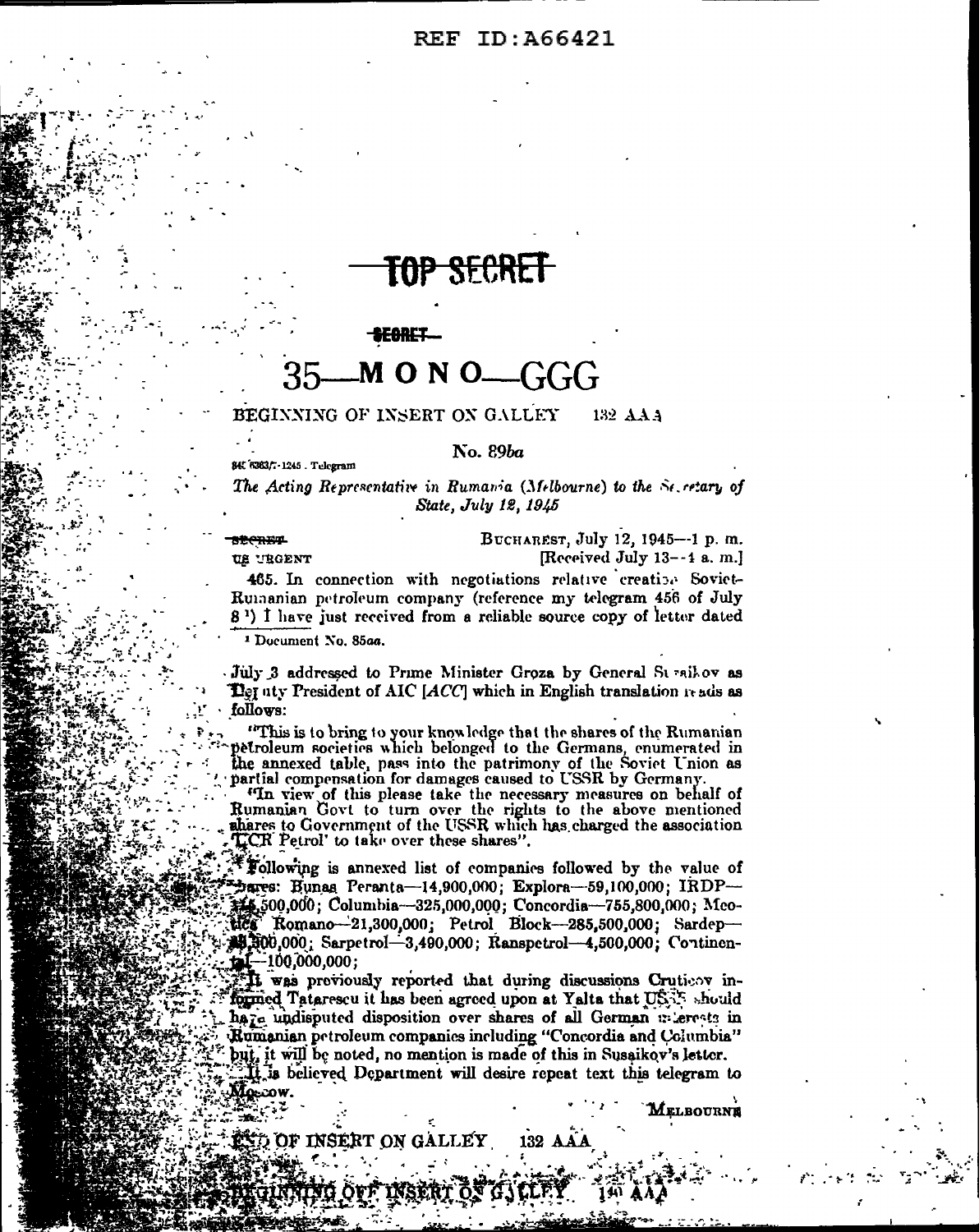REF ID:A66421

# TOP SECRET

SECRET

## 35—M O N O—GGG

BEGINNING OF INSERT ON GALLEY 132 AAA

**No. 89ba**

845.6363/7-1245 . Telegram

*The Acting Representative in Rumania (Melbourne) to the Secretary of State, July 12, 1945*

SECRET
US URGENT

BUCHAREST, July 12, 1945—1 p. m.
[Received July 13—1 a. m.]

465. In connection with negotiations relative creation Soviet-Rumanian petroleum company (reference my telegram 456 of July 8[1]) I have just received from a reliable source copy of letter dated July 3 addressed to Prime Minister Groza by General Susaikov as Deputy President of AIC [*ACC*] which in English translation reads as follows:

[1] Document No. 85*aa*.

"This is to bring to your knowledge that the shares of the Rumanian petroleum societies which belonged to the Germans, enumerated in the annexed table, pass into the patrimony of the Soviet Union as partial compensation for damages caused to USSR by Germany.

"In view of this please take the necessary measures on behalf of Rumanian Govt to turn over the rights to the above mentioned shares to Government of the USSR which has charged the association 'TCR Petrol' to take over these shares".

Following is annexed list of companies followed by the value of shares: Bunaa Peranta—14,900,000; Explora—59,100,000; IRDP—146,500,000; Columbia—325,000,000; Concordia—755,800,000; Meotica Romano—21,300,000; Petrol Block—285,500,000; Sardep—23,300,000; Sarpetrol—3,490,000; Ranspetrol—4,500,000; Continental—100,000,000;

It was previously reported that during discussions Cruticov informed Tatarescu it has been agreed upon at Yalta that USSR should have undisputed disposition over shares of all German interests in Rumanian petroleum companies including "Concordia and Columbia" but, it will be noted, no mention is made of this in Susaikov's letter.

It is believed Department will desire repeat text this telegram to Moscow.

MELBOURNE

END OF INSERT ON GALLEY 132 AAA

BEGINNING OF INSERT ON GALLEY 140 AAA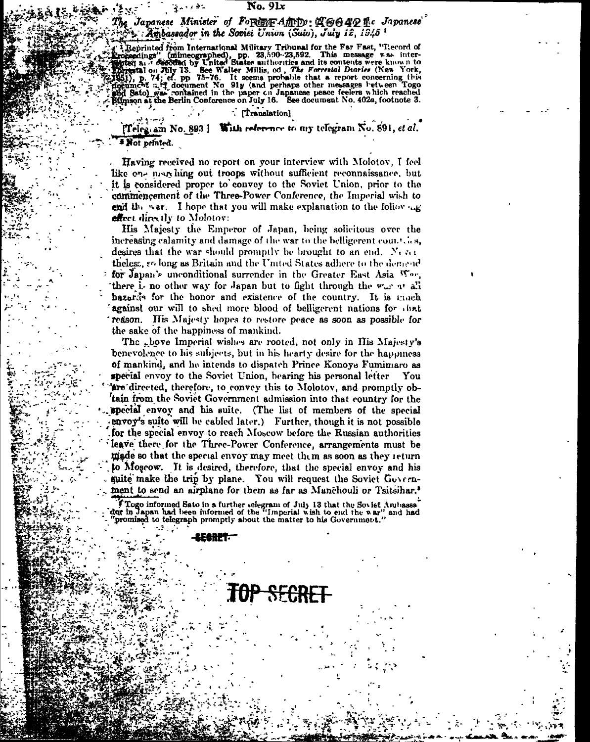No. 91x

## *The Japanese Minister of Foreign Affairs (Togo) to the Japanese Ambassador in the Soviet Union (Sato), July 12, 1945*[1]

[1] Reprinted from International Military Tribunal for the Far East, "Record of Proceedings" (mimeographed), pp. 23,590–23,592. This message was intercepted and decoded by United States authorities and its contents were known to Forrestal on July 13. See Walter Millis, ed., *The Forrestal Diaries* (New York, 1951), p. 74; cf. pp. 75–76. It seems probable that a report concerning this document and document No 91y (and perhaps other messages between Togo and Sato) was contained in the paper on Japanese peace feelers which reached Stimson at the Berlin Conference on July 16. See document No. 402a, footnote 3.

[Translation]

[Telegram No. 893] With reference to my telegram No. 891, *et al.*[2]

[2] Not printed.

Having received no report on your interview with Molotov, I feel like one marching out troops without sufficient reconnaissance, but it is considered proper to convey to the Soviet Union, prior to the commencement of the Three-Power Conference, the Imperial wish to end the war. I hope that you will make explanation to the following effect directly to Molotov:

His Majesty the Emperor of Japan, being solicitous over the increasing calamity and damage of the war to the belligerent countries, desires that the war should promptly be brought to an end. Nevertheless, so long as Britain and the United States adhere to the demand for Japan's unconditional surrender in the Greater East Asia War, there is no other way for Japan but to fight through the war at all hazards for the honor and existence of the country. It is much against our will to shed more blood of belligerent nations for that reason. His Majesty hopes to restore peace as soon as possible for the sake of the happiness of mankind.

The above Imperial wishes are rooted, not only in His Majesty's benevolence to his subjects, but in his hearty desire for the happiness of mankind, and he intends to dispatch Prince Konoye Fumimaro as special envoy to the Soviet Union, bearing his personal letter. You are directed, therefore, to convey this to Molotov, and promptly obtain from the Soviet Government admission into that country for the special envoy and his suite. (The list of members of the special envoy's suite will be cabled later.) Further, though it is not possible for the special envoy to reach Moscow before the Russian authorities leave there for the Three-Power Conference, arrangements must be made so that the special envoy may meet them as soon as they return to Moscow. It is desired, therefore, that the special envoy and his suite make the trip by plane. You will request the Soviet Government to send an airplane for them as far as Manchouli or Tsitsihar.[3]

[3] Togo informed Sato in a further telegram of July 13 that the Soviet Ambassador in Japan had been informed of the "Imperial wish to end the war" and had "promised to telegraph promptly about the matter to his Government."

~~SECRET~~

~~TOP SECRET~~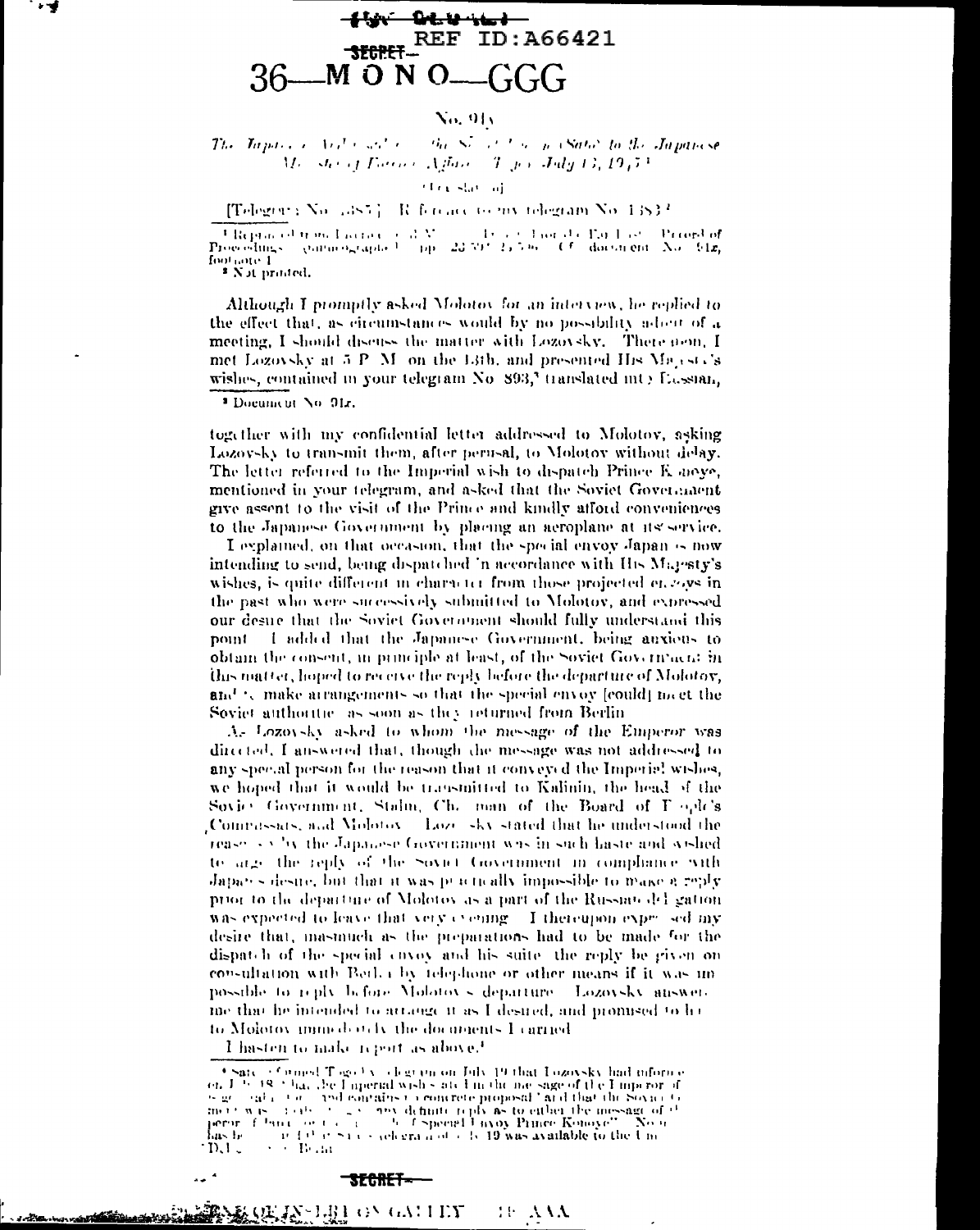REF ID:A66421

SECRET

# 36—M O N O—GGG

No. 91y

*The Japanese Ambassador in the Soviet Union (Sato) to the Japanese Minister of Foreign Affairs (Togo), July 13, 1945*[1]

[Translation]

[Telegram No. 1385] Reference to my telegram No. 1383.[2]

[1] Reproduced from International Military Tribunal for the Far East, Record of Proceedings (mimeographed), pp. 23,597–23,598. Cf. document No. 91x, footnote 1.

[2] Not printed.

Although I promptly asked Molotov for an interview, he replied to the effect that, as circumstances would by no possibility admit of a meeting, I should discuss the matter with Lozovsky. Thereupon, I met Lozovsky at 5 P. M. on the 13th, and presented His Majesty's wishes, contained in your telegram No. 893,[3] translated into Russian,

[3] Document No. 91x.

together with my confidential letter addressed to Molotov, asking Lozovsky to transmit them, after perusal, to Molotov without delay. The letter referred to the Imperial wish to dispatch Prince Konoye, mentioned in your telegram, and asked that the Soviet Government give assent to the visit of the Prince and kindly afford conveniences to the Japanese Government by placing an aeroplane at its service.

I explained, on that occasion, that the special envoy Japan is now intending to send, being dispatched in accordance with His Majesty's wishes, is quite different in character from those projected envoys in the past who were successively submitted to Molotov, and expressed our desire that the Soviet Government should fully understand this point. I added that the Japanese Government, being anxious to obtain the consent, in principle at least, of the Soviet Government in this matter, hoped to receive the reply before the departure of Molotov, and to make arrangements so that the special envoy [could] meet the Soviet authorities as soon as they returned from Berlin.

As Lozovsky asked to whom the message of the Emperor was directed, I answered that, though the message was not addressed to any special person for the reason that it conveyed the Imperial wishes, we hoped that it would be transmitted to Kalinin, the head of the Soviet Government, Stalin, Chairman of the Board of People's Commissars, and Molotov. Lozovsky stated that he understood the reason why the Japanese Government was in such haste and wished to urge the reply of the Soviet Government in compliance with Japan's desire, but that it was practically impossible to make a reply prior to the departure of Molotov as a part of the Russian delegation was expected to leave that very evening. I thereupon expressed my desire that, inasmuch as the preparations had to be made for the dispatch of the special envoy and his suite, the reply be given on consultation with Berlin by telephone or other means if it was impossible to reply before Molotov's departure. Lozovsky answered me that he intended to arrange it as I desired, and promised to hand to Molotov immediately the documents I carried.

I hasten to make report as above.[4]

[4] Sato informed Togo by telegram on July 19 that Lozovsky had informed him on July 18 that the Imperial wishes and the message of the Emperor were general in form and contained no concrete proposal, and that the Soviet Government was unable to give any definite reply as to either the message of the Emperor or the mission of special Envoy Prince Konoye. No record has been found of Sato's telegram of July 19 was available to the United Delegation at Berlin.

SECRET